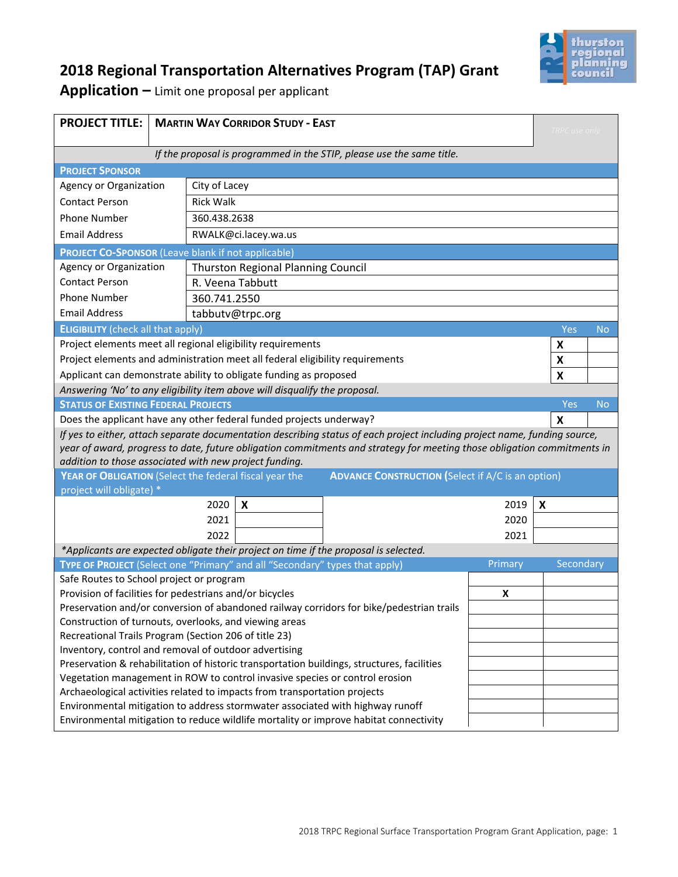# 2018 Regional Transportation Alternatives Program (TAP) Grant Application – Limit one proposal per applicant

| PROJECT TITLE: | MARTIN WAY CORRIDOR STUDY - EAST | TRPC use only |
|---|---|---|

*If the proposal is programmed in the STIP, please use the same title.*

**PROJECT SPONSOR**

| | |
|---|---|
| Agency or Organization | City of Lacey |
| Contact Person | Rick Walk |
| Phone Number | 360.438.2638 |
| Email Address | RWALK@ci.lacey.wa.us |

**PROJECT CO-SPONSOR** (Leave blank if not applicable)

| | |
|---|---|
| Agency or Organization | Thurston Regional Planning Council |
| Contact Person | R. Veena Tabbutt |
| Phone Number | 360.741.2550 |
| Email Address | tabbutv@trpc.org |

| **ELIGIBILITY** (check all that apply) | Yes | No |
|---|---|---|
| Project elements meet all regional eligibility requirements | X | |
| Project elements and administration meet all federal eligibility requirements | X | |
| Applicant can demonstrate ability to obligate funding as proposed | X | |

*Answering 'No' to any eligibility item above will disqualify the proposal.*

| **STATUS OF EXISTING FEDERAL PROJECTS** | Yes | No |
|---|---|---|
| Does the applicant have any other federal funded projects underway? | X | |

*If yes to either, attach separate documentation describing status of each project including project name, funding source, year of award, progress to date, future obligation commitments and strategy for meeting those obligation commitments in addition to those associated with new project funding.*

| **YEAR OF OBLIGATION** (Select the federal fiscal year the project will obligate) * | | **ADVANCE CONSTRUCTION** (Select if A/C is an option) | |
|---|---|---|---|
| 2020 | X | 2019 | X |
| 2021 | | 2020 | |
| 2022 | | 2021 | |

*\*Applicants are expected obligate their project on time if the proposal is selected.*

| **TYPE OF PROJECT** (Select one "Primary" and all "Secondary" types that apply) | Primary | Secondary |
|---|---|---|
| Safe Routes to School project or program | | |
| Provision of facilities for pedestrians and/or bicycles | X | |
| Preservation and/or conversion of abandoned railway corridors for bike/pedestrian trails | | |
| Construction of turnouts, overlooks, and viewing areas | | |
| Recreational Trails Program (Section 206 of title 23) | | |
| Inventory, control and removal of outdoor advertising | | |
| Preservation & rehabilitation of historic transportation buildings, structures, facilities | | |
| Vegetation management in ROW to control invasive species or control erosion | | |
| Archaeological activities related to impacts from transportation projects | | |
| Environmental mitigation to address stormwater associated with highway runoff | | |
| Environmental mitigation to reduce wildlife mortality or improve habitat connectivity | | |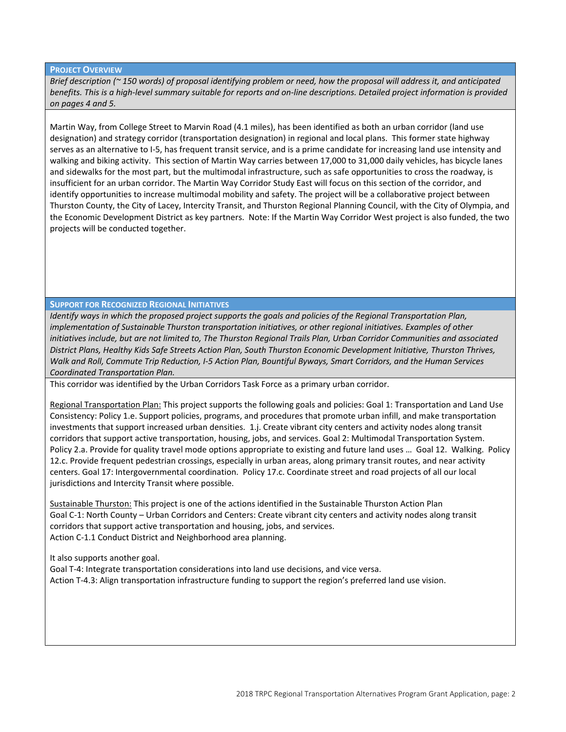## Project Overview

*Brief description (~ 150 words) of proposal identifying problem or need, how the proposal will address it, and anticipated benefits. This is a high-level summary suitable for reports and on-line descriptions. Detailed project information is provided on pages 4 and 5.*

Martin Way, from College Street to Marvin Road (4.1 miles), has been identified as both an urban corridor (land use designation) and strategy corridor (transportation designation) in regional and local plans. This former state highway serves as an alternative to I-5, has frequent transit service, and is a prime candidate for increasing land use intensity and walking and biking activity. This section of Martin Way carries between 17,000 to 31,000 daily vehicles, has bicycle lanes and sidewalks for the most part, but the multimodal infrastructure, such as safe opportunities to cross the roadway, is insufficient for an urban corridor. The Martin Way Corridor Study East will focus on this section of the corridor, and identify opportunities to increase multimodal mobility and safety. The project will be a collaborative project between Thurston County, the City of Lacey, Intercity Transit, and Thurston Regional Planning Council, with the City of Olympia, and the Economic Development District as key partners. Note: If the Martin Way Corridor West project is also funded, the two projects will be conducted together.

## Support for Recognized Regional Initiatives

*Identify ways in which the proposed project supports the goals and policies of the Regional Transportation Plan, implementation of Sustainable Thurston transportation initiatives, or other regional initiatives. Examples of other initiatives include, but are not limited to, The Thurston Regional Trails Plan, Urban Corridor Communities and associated District Plans, Healthy Kids Safe Streets Action Plan, South Thurston Economic Development Initiative, Thurston Thrives, Walk and Roll, Commute Trip Reduction, I-5 Action Plan, Bountiful Byways, Smart Corridors, and the Human Services Coordinated Transportation Plan.*

This corridor was identified by the Urban Corridors Task Force as a primary urban corridor.

<u>Regional Transportation Plan:</u> This project supports the following goals and policies: Goal 1: Transportation and Land Use Consistency: Policy 1.e. Support policies, programs, and procedures that promote urban infill, and make transportation investments that support increased urban densities. 1.j. Create vibrant city centers and activity nodes along transit corridors that support active transportation, housing, jobs, and services. Goal 2: Multimodal Transportation System. Policy 2.a. Provide for quality travel mode options appropriate to existing and future land uses … Goal 12. Walking. Policy 12.c. Provide frequent pedestrian crossings, especially in urban areas, along primary transit routes, and near activity centers. Goal 17: Intergovernmental coordination. Policy 17.c. Coordinate street and road projects of all our local jurisdictions and Intercity Transit where possible.

<u>Sustainable Thurston:</u> This project is one of the actions identified in the Sustainable Thurston Action Plan
Goal C-1: North County – Urban Corridors and Centers: Create vibrant city centers and activity nodes along transit corridors that support active transportation and housing, jobs, and services.
Action C-1.1 Conduct District and Neighborhood area planning.

It also supports another goal.
Goal T-4: Integrate transportation considerations into land use decisions, and vice versa.
Action T-4.3: Align transportation infrastructure funding to support the region's preferred land use vision.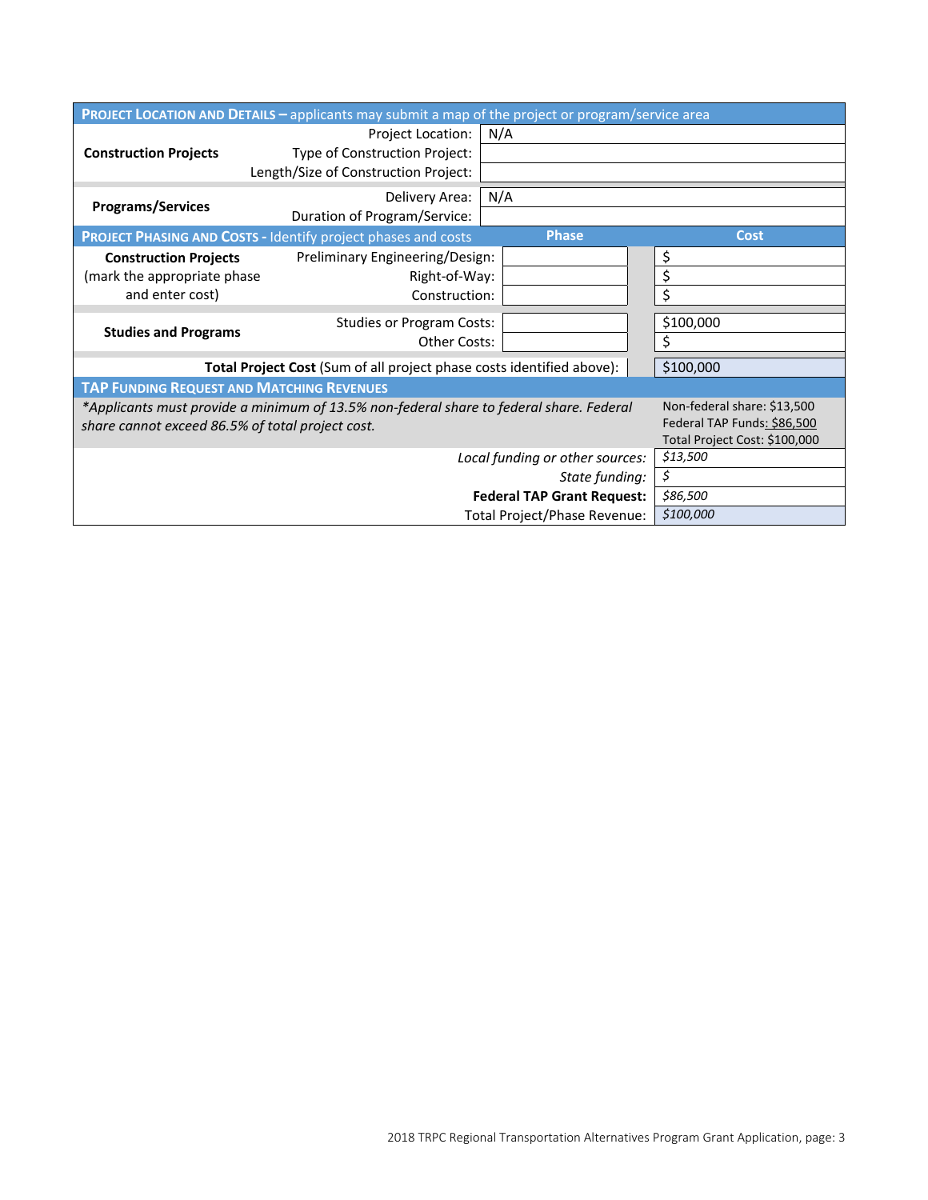## PROJECT LOCATION AND DETAILS – applicants may submit a map of the project or program/service area

| | | |
|---|---|---|
| **Construction Projects** | Project Location: | N/A |
| | Type of Construction Project: | |
| | Length/Size of Construction Project: | |
| **Programs/Services** | Delivery Area: | N/A |
| | Duration of Program/Service: | |

## PROJECT PHASING AND COSTS - Identify project phases and costs

| | | Phase | Cost |
|---|---|---|---|
| **Construction Projects** (mark the appropriate phase and enter cost) | Preliminary Engineering/Design: | | $ |
| | Right-of-Way: | | $ |
| | Construction: | | $ |
| **Studies and Programs** | Studies or Program Costs: | | $100,000 |
| | Other Costs: | | $ |
| **Total Project Cost** (Sum of all project phase costs identified above): | | | $100,000 |

## TAP FUNDING REQUEST AND MATCHING REVENUES

| | |
|---|---|
| *\*Applicants must provide a minimum of 13.5% non-federal share to federal share. Federal share cannot exceed 86.5% of total project cost.* | Non-federal share: $13,500<br>Federal TAP Funds: $86,500<br>Total Project Cost: $100,000 |
| *Local funding or other sources:* | *$13,500* |
| *State funding:* | *$* |
| **Federal TAP Grant Request:** | *$86,500* |
| Total Project/Phase Revenue: | *$100,000* |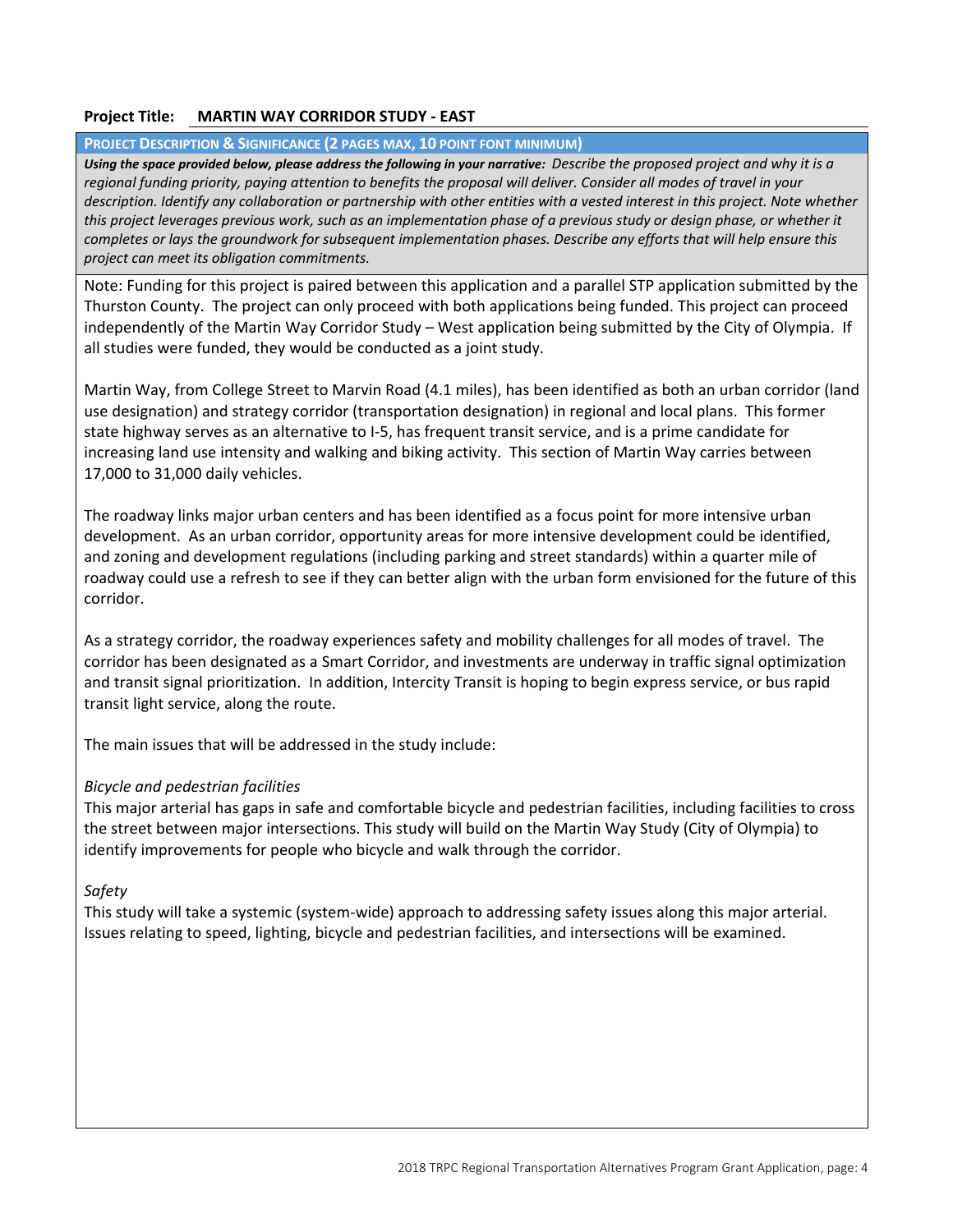**Project Title:** **MARTIN WAY CORRIDOR STUDY - EAST**

**PROJECT DESCRIPTION & SIGNIFICANCE (2 PAGES MAX, 10 POINT FONT MINIMUM)**

***Using the space provided below, please address the following in your narrative:*** *Describe the proposed project and why it is a regional funding priority, paying attention to benefits the proposal will deliver. Consider all modes of travel in your description. Identify any collaboration or partnership with other entities with a vested interest in this project. Note whether this project leverages previous work, such as an implementation phase of a previous study or design phase, or whether it completes or lays the groundwork for subsequent implementation phases. Describe any efforts that will help ensure this project can meet its obligation commitments.*

Note: Funding for this project is paired between this application and a parallel STP application submitted by the Thurston County. The project can only proceed with both applications being funded. This project can proceed independently of the Martin Way Corridor Study – West application being submitted by the City of Olympia. If all studies were funded, they would be conducted as a joint study.

Martin Way, from College Street to Marvin Road (4.1 miles), has been identified as both an urban corridor (land use designation) and strategy corridor (transportation designation) in regional and local plans. This former state highway serves as an alternative to I-5, has frequent transit service, and is a prime candidate for increasing land use intensity and walking and biking activity. This section of Martin Way carries between 17,000 to 31,000 daily vehicles.

The roadway links major urban centers and has been identified as a focus point for more intensive urban development. As an urban corridor, opportunity areas for more intensive development could be identified, and zoning and development regulations (including parking and street standards) within a quarter mile of roadway could use a refresh to see if they can better align with the urban form envisioned for the future of this corridor.

As a strategy corridor, the roadway experiences safety and mobility challenges for all modes of travel. The corridor has been designated as a Smart Corridor, and investments are underway in traffic signal optimization and transit signal prioritization. In addition, Intercity Transit is hoping to begin express service, or bus rapid transit light service, along the route.

The main issues that will be addressed in the study include:

*Bicycle and pedestrian facilities*
This major arterial has gaps in safe and comfortable bicycle and pedestrian facilities, including facilities to cross the street between major intersections. This study will build on the Martin Way Study (City of Olympia) to identify improvements for people who bicycle and walk through the corridor.

*Safety*
This study will take a systemic (system-wide) approach to addressing safety issues along this major arterial. Issues relating to speed, lighting, bicycle and pedestrian facilities, and intersections will be examined.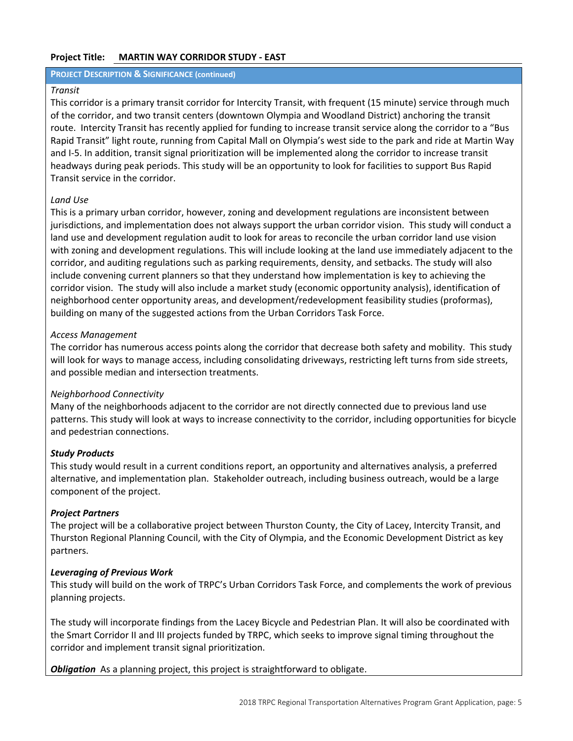**Project Title:** **MARTIN WAY CORRIDOR STUDY - EAST**

**PROJECT DESCRIPTION & SIGNIFICANCE (continued)**

*Transit*

This corridor is a primary transit corridor for Intercity Transit, with frequent (15 minute) service through much of the corridor, and two transit centers (downtown Olympia and Woodland District) anchoring the transit route. Intercity Transit has recently applied for funding to increase transit service along the corridor to a "Bus Rapid Transit" light route, running from Capital Mall on Olympia's west side to the park and ride at Martin Way and I-5. In addition, transit signal prioritization will be implemented along the corridor to increase transit headways during peak periods. This study will be an opportunity to look for facilities to support Bus Rapid Transit service in the corridor.

*Land Use*

This is a primary urban corridor, however, zoning and development regulations are inconsistent between jurisdictions, and implementation does not always support the urban corridor vision. This study will conduct a land use and development regulation audit to look for areas to reconcile the urban corridor land use vision with zoning and development regulations. This will include looking at the land use immediately adjacent to the corridor, and auditing regulations such as parking requirements, density, and setbacks. The study will also include convening current planners so that they understand how implementation is key to achieving the corridor vision. The study will also include a market study (economic opportunity analysis), identification of neighborhood center opportunity areas, and development/redevelopment feasibility studies (proformas), building on many of the suggested actions from the Urban Corridors Task Force.

*Access Management*

The corridor has numerous access points along the corridor that decrease both safety and mobility. This study will look for ways to manage access, including consolidating driveways, restricting left turns from side streets, and possible median and intersection treatments.

*Neighborhood Connectivity*

Many of the neighborhoods adjacent to the corridor are not directly connected due to previous land use patterns. This study will look at ways to increase connectivity to the corridor, including opportunities for bicycle and pedestrian connections.

***Study Products***

This study would result in a current conditions report, an opportunity and alternatives analysis, a preferred alternative, and implementation plan. Stakeholder outreach, including business outreach, would be a large component of the project.

***Project Partners***

The project will be a collaborative project between Thurston County, the City of Lacey, Intercity Transit, and Thurston Regional Planning Council, with the City of Olympia, and the Economic Development District as key partners.

***Leveraging of Previous Work***

This study will build on the work of TRPC's Urban Corridors Task Force, and complements the work of previous planning projects.

The study will incorporate findings from the Lacey Bicycle and Pedestrian Plan. It will also be coordinated with the Smart Corridor II and III projects funded by TRPC, which seeks to improve signal timing throughout the corridor and implement transit signal prioritization.

***Obligation*** As a planning project, this project is straightforward to obligate.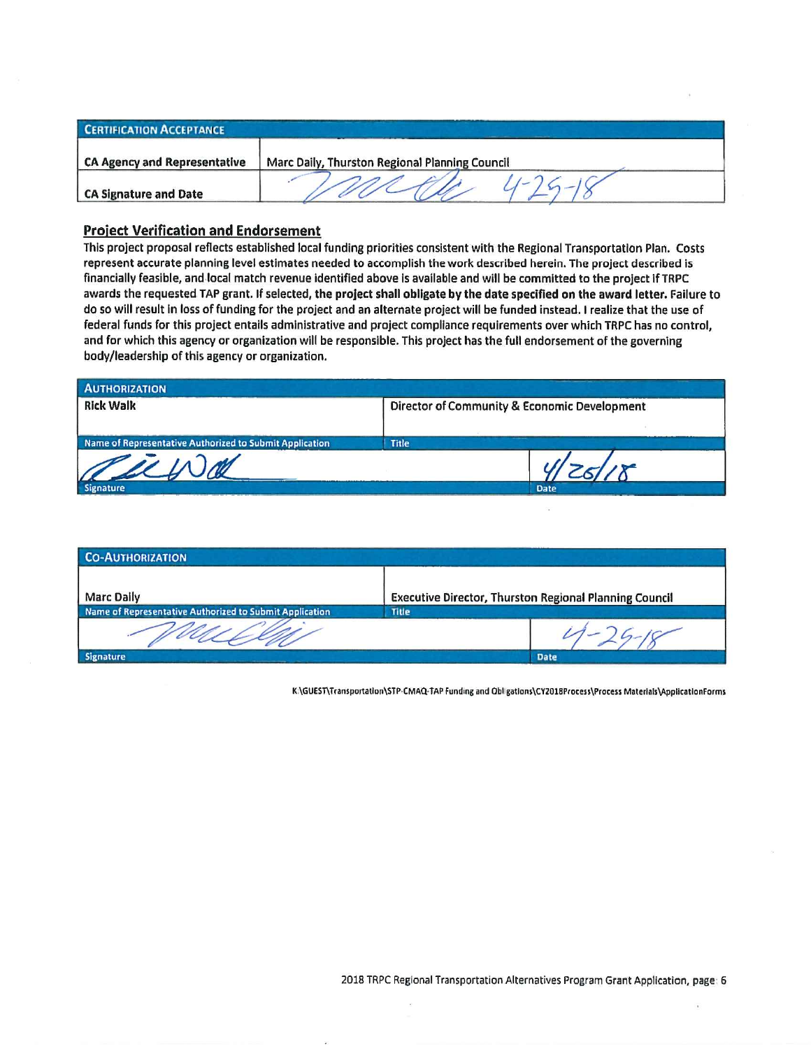| CERTIFICATION ACCEPTANCE | |
|---|---|
| CA Agency and Representative | Marc Daily, Thurston Regional Planning Council |
| CA Signature and Date | 4-25-18 |

## Project Verification and Endorsement

This project proposal reflects established local funding priorities consistent with the Regional Transportation Plan. Costs represent accurate planning level estimates needed to accomplish the work described herein. The project described is financially feasible, and local match revenue identified above is available and will be committed to the project if TRPC awards the requested TAP grant. If selected, **the project shall obligate by the date specified on the award letter.** Failure to do so will result in loss of funding for the project and an alternate project will be funded instead. I realize that the use of federal funds for this project entails administrative and project compliance requirements over which TRPC has no control, and for which this agency or organization will be responsible. This project has the full endorsement of the governing body/leadership of this agency or organization.

| AUTHORIZATION | |
|---|---|
| Rick Walk | Director of Community & Economic Development |
| Name of Representative Authorized to Submit Application | Title |
| | 4/26/18 |
| Signature | Date |

| CO-AUTHORIZATION | |
|---|---|
| Marc Daily | Executive Director, Thurston Regional Planning Council |
| Name of Representative Authorized to Submit Application | Title |
| | 4-25-18 |
| Signature | Date |

K:\GUEST\Transportation\STP-CMAQ-TAP Funding and Obligations\CY2018Process\Process Materials\ApplicationForms

2018 TRPC Regional Transportation Alternatives Program Grant Application, page 6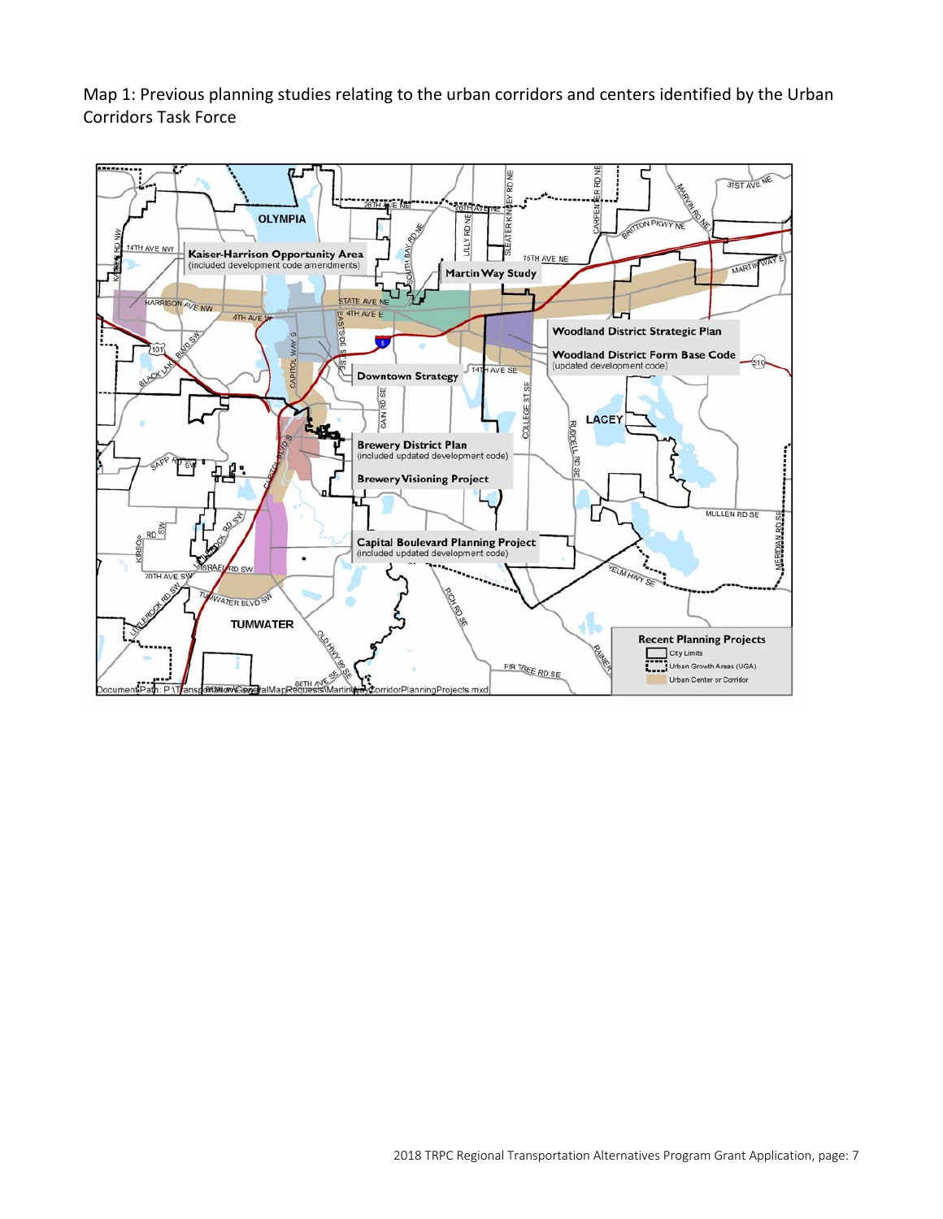Map 1: Previous planning studies relating to the urban corridors and centers identified by the Urban Corridors Task Force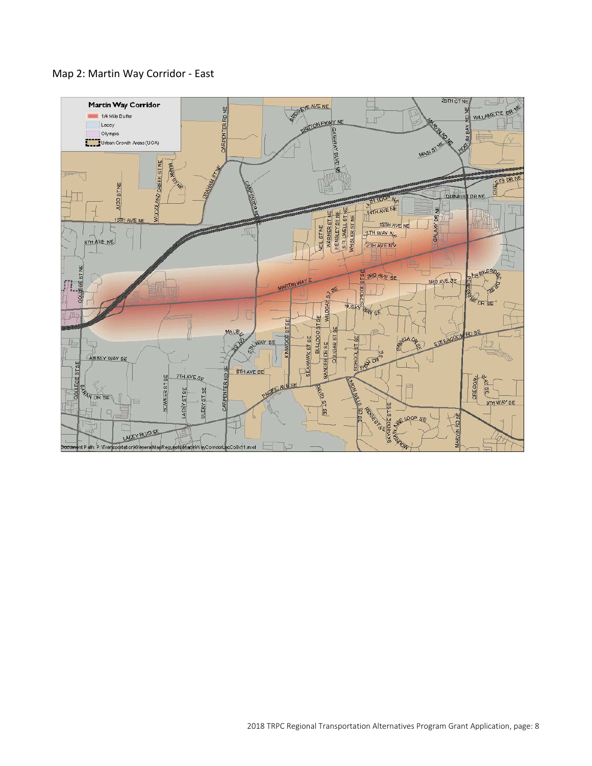Map 2: Martin Way Corridor - East

Martin Way Corridor

1/4 Mile Buffer

Lacey

Olympia

Urban Growth Areas (UGA)

Document Path: P:\Transportation\General\MapRequests\MartinWayCorridorLacCo8x11.mxd